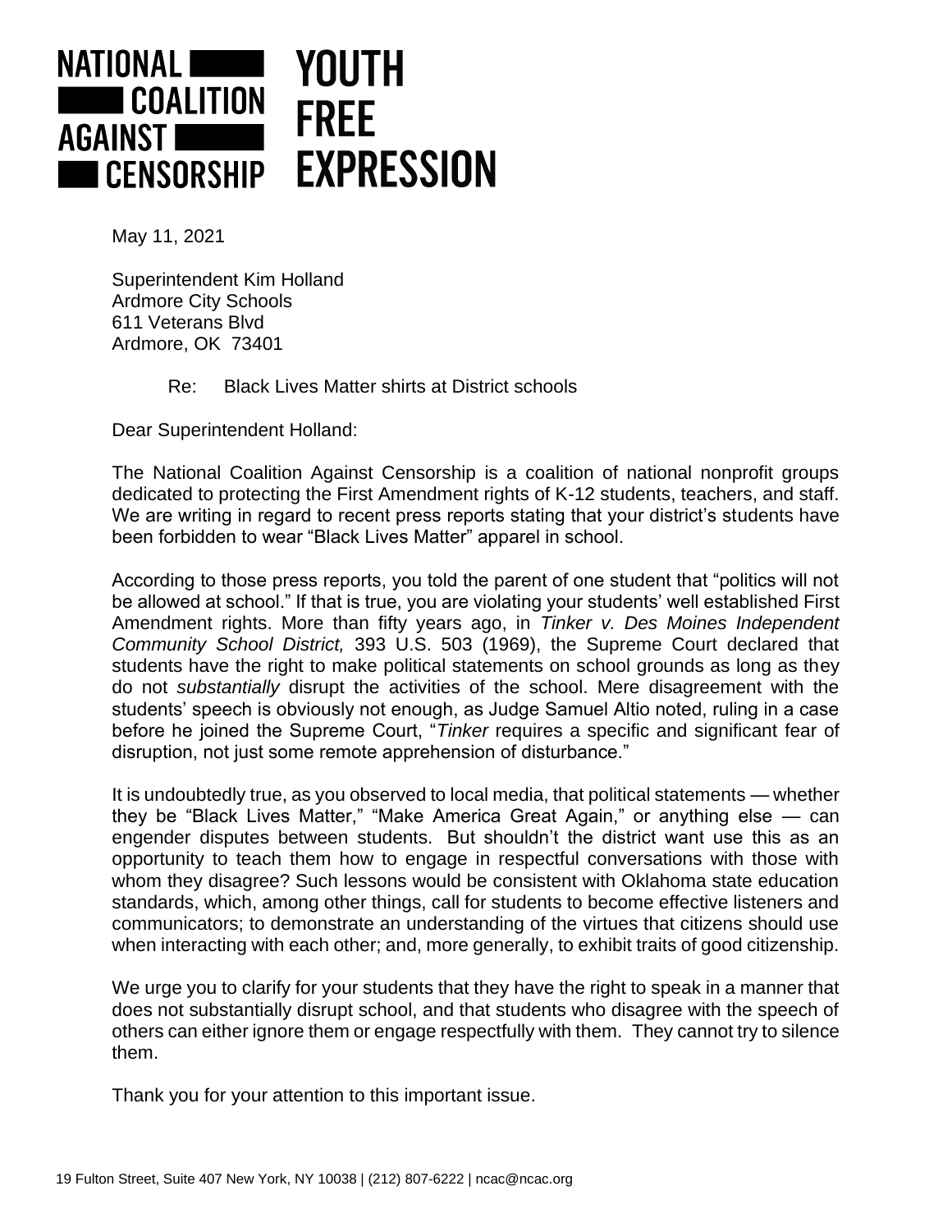NATIONAL COALITION AGAINST CENSORSHIP

YOUTH FREE EXPRESSION

May 11, 2021

Superintendent Kim Holland
Ardmore City Schools
611 Veterans Blvd
Ardmore, OK 73401

Re: Black Lives Matter shirts at District schools

Dear Superintendent Holland:

The National Coalition Against Censorship is a coalition of national nonprofit groups dedicated to protecting the First Amendment rights of K-12 students, teachers, and staff. We are writing in regard to recent press reports stating that your district's students have been forbidden to wear "Black Lives Matter" apparel in school.

According to those press reports, you told the parent of one student that "politics will not be allowed at school." If that is true, you are violating your students' well established First Amendment rights. More than fifty years ago, in *Tinker v. Des Moines Independent Community School District,* 393 U.S. 503 (1969), the Supreme Court declared that students have the right to make political statements on school grounds as long as they do not *substantially* disrupt the activities of the school. Mere disagreement with the students' speech is obviously not enough, as Judge Samuel Altio noted, ruling in a case before he joined the Supreme Court, "*Tinker* requires a specific and significant fear of disruption, not just some remote apprehension of disturbance."

It is undoubtedly true, as you observed to local media, that political statements — whether they be "Black Lives Matter," "Make America Great Again," or anything else — can engender disputes between students. But shouldn't the district want use this as an opportunity to teach them how to engage in respectful conversations with those with whom they disagree? Such lessons would be consistent with Oklahoma state education standards, which, among other things, call for students to become effective listeners and communicators; to demonstrate an understanding of the virtues that citizens should use when interacting with each other; and, more generally, to exhibit traits of good citizenship.

We urge you to clarify for your students that they have the right to speak in a manner that does not substantially disrupt school, and that students who disagree with the speech of others can either ignore them or engage respectfully with them. They cannot try to silence them.

Thank you for your attention to this important issue.

19 Fulton Street, Suite 407 New York, NY 10038 | (212) 807-6222 | ncac@ncac.org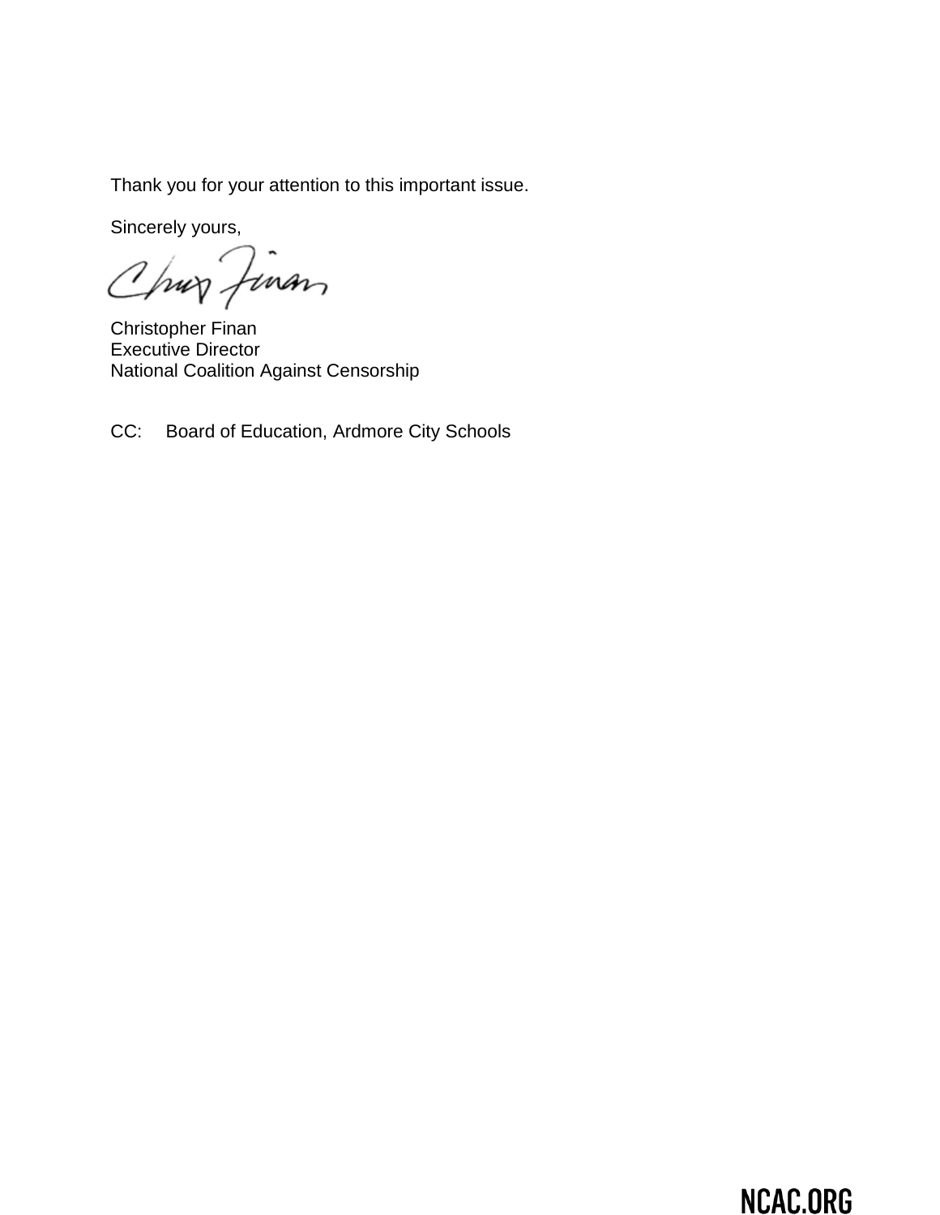Thank you for your attention to this important issue.

Sincerely yours,

Christopher Finan
Executive Director
National Coalition Against Censorship

CC: Board of Education, Ardmore City Schools

NCAC.ORG